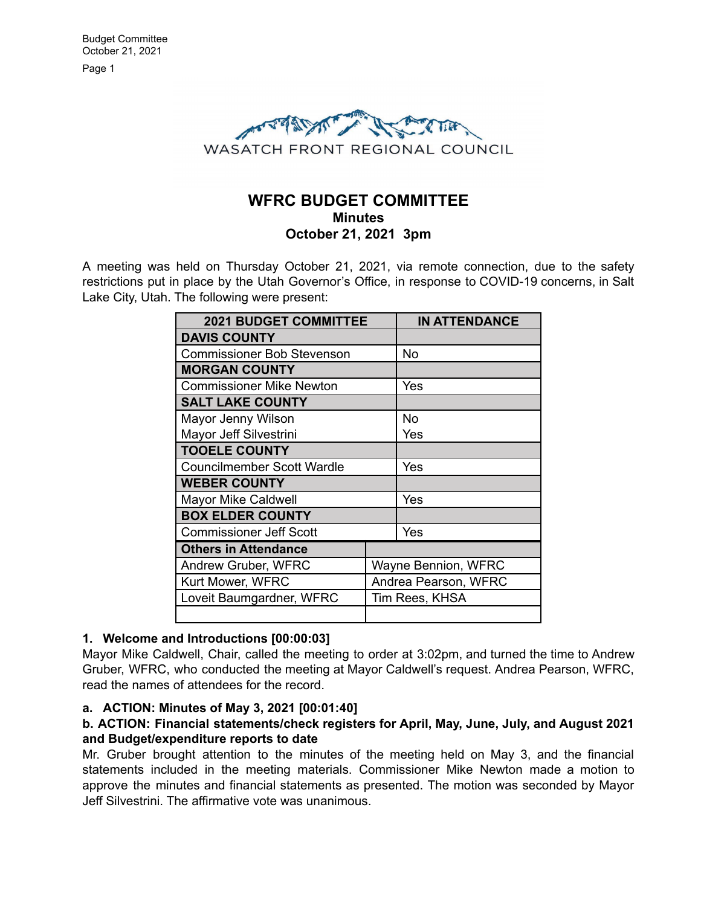WASATCH FRONT REGIONAL COUNCIL

# WFRC BUDGET COMMITTEE
## Minutes
## October 21, 2021 3pm

A meeting was held on Thursday October 21, 2021, via remote connection, due to the safety restrictions put in place by the Utah Governor's Office, in response to COVID-19 concerns, in Salt Lake City, Utah. The following were present:

| 2021 BUDGET COMMITTEE | IN ATTENDANCE |
|---|---|
| **DAVIS COUNTY** | |
| Commissioner Bob Stevenson | No |
| **MORGAN COUNTY** | |
| Commissioner Mike Newton | Yes |
| **SALT LAKE COUNTY** | |
| Mayor Jenny Wilson | No |
| Mayor Jeff Silvestrini | Yes |
| **TOOELE COUNTY** | |
| Councilmember Scott Wardle | Yes |
| **WEBER COUNTY** | |
| Mayor Mike Caldwell | Yes |
| **BOX ELDER COUNTY** | |
| Commissioner Jeff Scott | Yes |
| **Others in Attendance** | |
| Andrew Gruber, WFRC | Wayne Bennion, WFRC |
| Kurt Mower, WFRC | Andrea Pearson, WFRC |
| Loveit Baumgardner, WFRC | Tim Rees, KHSA |
| | |

**1. Welcome and Introductions [00:00:03]**

Mayor Mike Caldwell, Chair, called the meeting to order at 3:02pm, and turned the time to Andrew Gruber, WFRC, who conducted the meeting at Mayor Caldwell's request. Andrea Pearson, WFRC, read the names of attendees for the record.

**a. ACTION: Minutes of May 3, 2021 [00:01:40]**

**b. ACTION: Financial statements/check registers for April, May, June, July, and August 2021 and Budget/expenditure reports to date**

Mr. Gruber brought attention to the minutes of the meeting held on May 3, and the financial statements included in the meeting materials. Commissioner Mike Newton made a motion to approve the minutes and financial statements as presented. The motion was seconded by Mayor Jeff Silvestrini. The affirmative vote was unanimous.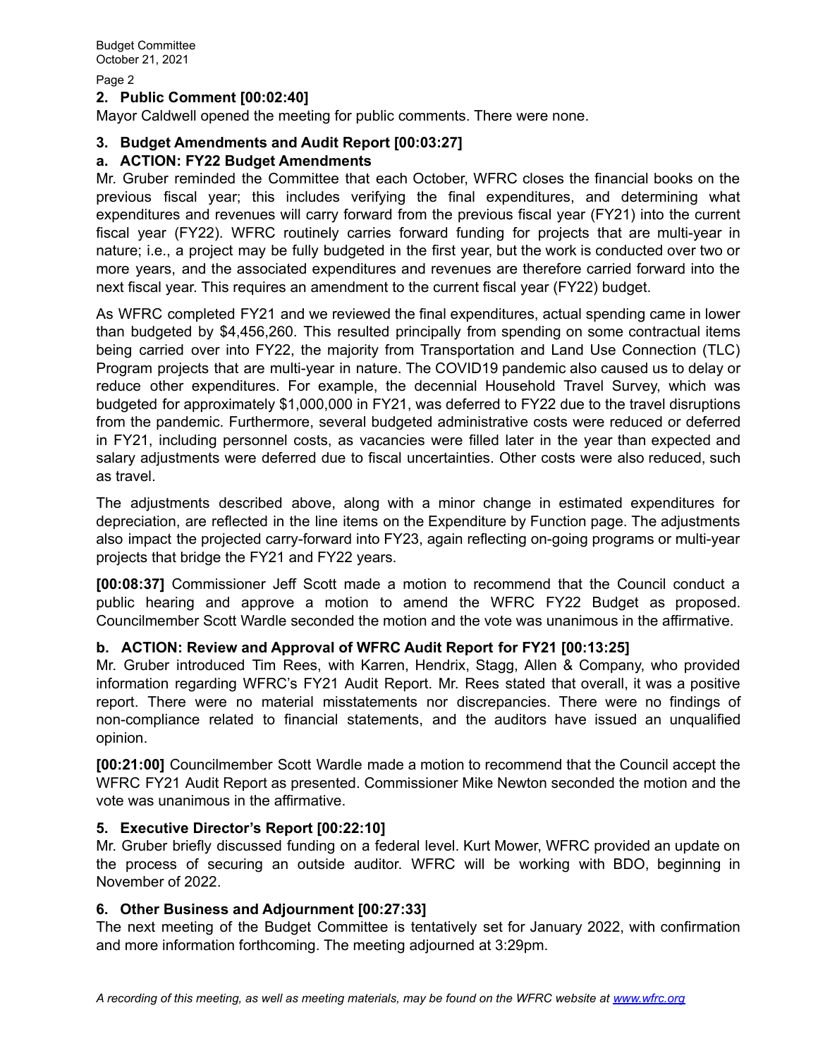## 2. Public Comment [00:02:40]

Mayor Caldwell opened the meeting for public comments. There were none.

## 3. Budget Amendments and Audit Report [00:03:27]

### a. ACTION: FY22 Budget Amendments

Mr. Gruber reminded the Committee that each October, WFRC closes the financial books on the previous fiscal year; this includes verifying the final expenditures, and determining what expenditures and revenues will carry forward from the previous fiscal year (FY21) into the current fiscal year (FY22). WFRC routinely carries forward funding for projects that are multi-year in nature; i.e., a project may be fully budgeted in the first year, but the work is conducted over two or more years, and the associated expenditures and revenues are therefore carried forward into the next fiscal year. This requires an amendment to the current fiscal year (FY22) budget.

As WFRC completed FY21 and we reviewed the final expenditures, actual spending came in lower than budgeted by $4,456,260. This resulted principally from spending on some contractual items being carried over into FY22, the majority from Transportation and Land Use Connection (TLC) Program projects that are multi-year in nature. The COVID19 pandemic also caused us to delay or reduce other expenditures. For example, the decennial Household Travel Survey, which was budgeted for approximately $1,000,000 in FY21, was deferred to FY22 due to the travel disruptions from the pandemic. Furthermore, several budgeted administrative costs were reduced or deferred in FY21, including personnel costs, as vacancies were filled later in the year than expected and salary adjustments were deferred due to fiscal uncertainties. Other costs were also reduced, such as travel.

The adjustments described above, along with a minor change in estimated expenditures for depreciation, are reflected in the line items on the Expenditure by Function page. The adjustments also impact the projected carry-forward into FY23, again reflecting on-going programs or multi-year projects that bridge the FY21 and FY22 years.

**[00:08:37]** Commissioner Jeff Scott made a motion to recommend that the Council conduct a public hearing and approve a motion to amend the WFRC FY22 Budget as proposed. Councilmember Scott Wardle seconded the motion and the vote was unanimous in the affirmative.

### b. ACTION: Review and Approval of WFRC Audit Report for FY21 [00:13:25]

Mr. Gruber introduced Tim Rees, with Karren, Hendrix, Stagg, Allen & Company, who provided information regarding WFRC's FY21 Audit Report. Mr. Rees stated that overall, it was a positive report. There were no material misstatements nor discrepancies. There were no findings of non-compliance related to financial statements, and the auditors have issued an unqualified opinion.

**[00:21:00]** Councilmember Scott Wardle made a motion to recommend that the Council accept the WFRC FY21 Audit Report as presented. Commissioner Mike Newton seconded the motion and the vote was unanimous in the affirmative.

## 5. Executive Director's Report [00:22:10]

Mr. Gruber briefly discussed funding on a federal level. Kurt Mower, WFRC provided an update on the process of securing an outside auditor. WFRC will be working with BDO, beginning in November of 2022.

## 6. Other Business and Adjournment [00:27:33]

The next meeting of the Budget Committee is tentatively set for January 2022, with confirmation and more information forthcoming. The meeting adjourned at 3:29pm.

*A recording of this meeting, as well as meeting materials, may be found on the WFRC website at www.wfrc.org*